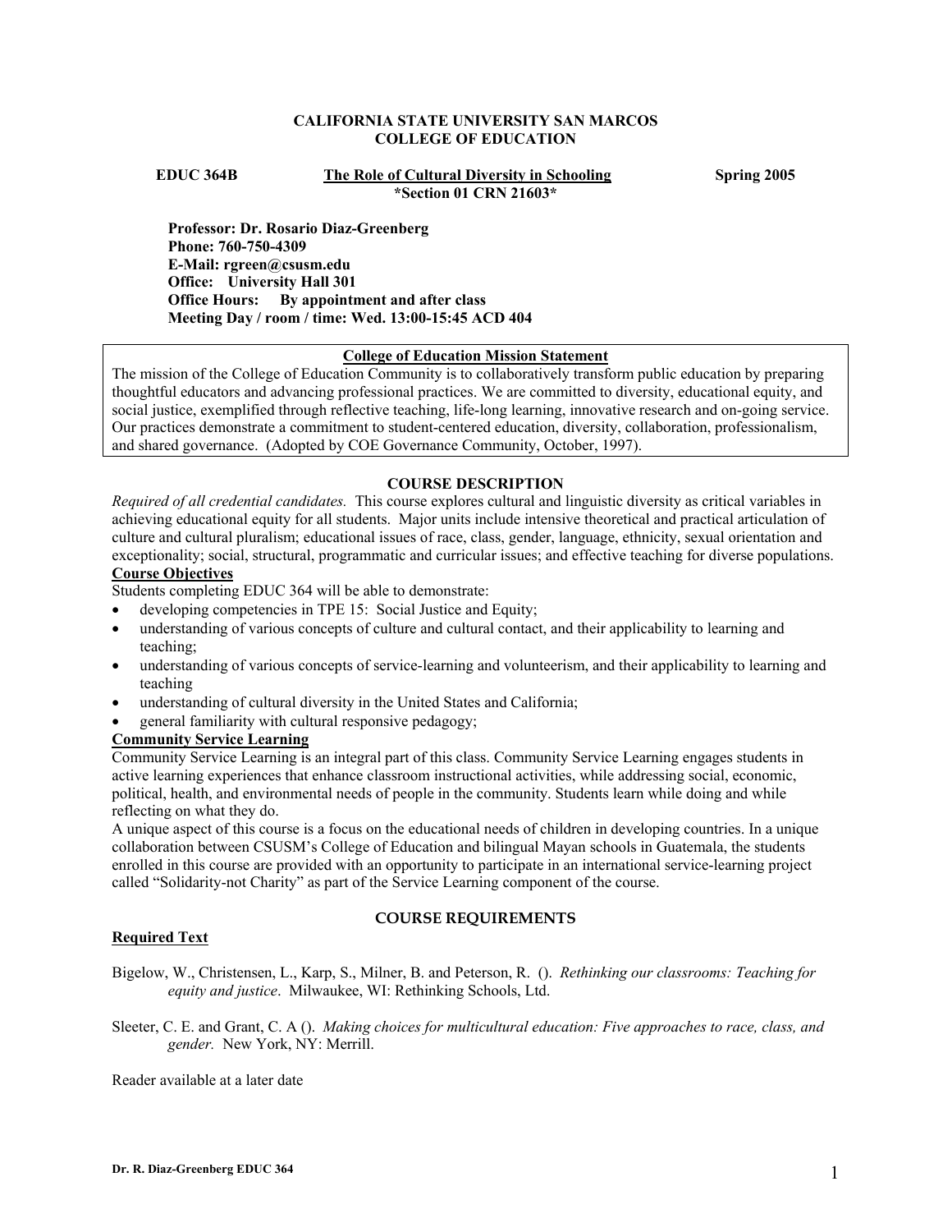**CALIFORNIA STATE UNIVERSITY SAN MARCOS**
**COLLEGE OF EDUCATION**

**EDUC 364B** | **The Role of Cultural Diversity in Schooling** | **Spring 2005**
**\*Section 01 CRN 21603\***

**Professor: Dr. Rosario Diaz-Greenberg**
**Phone: 760-750-4309**
**E-Mail: rgreen@csusm.edu**
**Office: University Hall 301**
**Office Hours: By appointment and after class**
**Meeting Day / room / time: Wed. 13:00-15:45 ACD 404**

**College of Education Mission Statement**

The mission of the College of Education Community is to collaboratively transform public education by preparing thoughtful educators and advancing professional practices. We are committed to diversity, educational equity, and social justice, exemplified through reflective teaching, life-long learning, innovative research and on-going service. Our practices demonstrate a commitment to student-centered education, diversity, collaboration, professionalism, and shared governance. (Adopted by COE Governance Community, October, 1997).

## COURSE DESCRIPTION

*Required of all credential candidates.* This course explores cultural and linguistic diversity as critical variables in achieving educational equity for all students. Major units include intensive theoretical and practical articulation of culture and cultural pluralism; educational issues of race, class, gender, language, ethnicity, sexual orientation and exceptionality; social, structural, programmatic and curricular issues; and effective teaching for diverse populations.

### Course Objectives

Students completing EDUC 364 will be able to demonstrate:

- developing competencies in TPE 15: Social Justice and Equity;
- understanding of various concepts of culture and cultural contact, and their applicability to learning and teaching;
- understanding of various concepts of service-learning and volunteerism, and their applicability to learning and teaching
- understanding of cultural diversity in the United States and California;
- general familiarity with cultural responsive pedagogy;

### Community Service Learning

Community Service Learning is an integral part of this class. Community Service Learning engages students in active learning experiences that enhance classroom instructional activities, while addressing social, economic, political, health, and environmental needs of people in the community. Students learn while doing and while reflecting on what they do.

A unique aspect of this course is a focus on the educational needs of children in developing countries. In a unique collaboration between CSUSM's College of Education and bilingual Mayan schools in Guatemala, the students enrolled in this course are provided with an opportunity to participate in an international service-learning project called "Solidarity-not Charity" as part of the Service Learning component of the course.

## COURSE REQUIREMENTS

### Required Text

Bigelow, W., Christensen, L., Karp, S., Milner, B. and Peterson, R. (). *Rethinking our classrooms: Teaching for equity and justice*. Milwaukee, WI: Rethinking Schools, Ltd.

Sleeter, C. E. and Grant, C. A (). *Making choices for multicultural education: Five approaches to race, class, and gender.* New York, NY: Merrill.

Reader available at a later date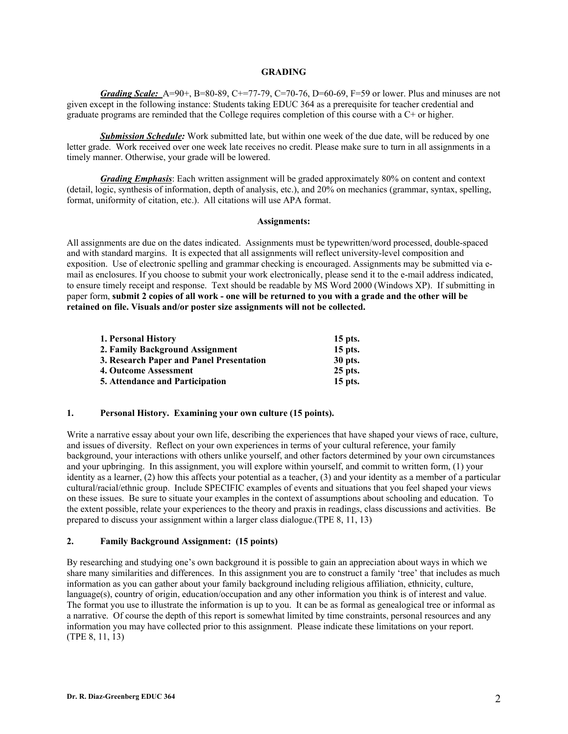## GRADING

***Grading Scale:*** A=90+, B=80-89, C+=77-79, C=70-76, D=60-69, F=59 or lower. Plus and minuses are not given except in the following instance: Students taking EDUC 364 as a prerequisite for teacher credential and graduate programs are reminded that the College requires completion of this course with a C+ or higher.

***Submission Schedule:*** Work submitted late, but within one week of the due date, will be reduced by one letter grade. Work received over one week late receives no credit. Please make sure to turn in all assignments in a timely manner. Otherwise, your grade will be lowered.

***Grading Emphasis***: Each written assignment will be graded approximately 80% on content and context (detail, logic, synthesis of information, depth of analysis, etc.), and 20% on mechanics (grammar, syntax, spelling, format, uniformity of citation, etc.). All citations will use APA format.

### Assignments:

All assignments are due on the dates indicated. Assignments must be typewritten/word processed, double-spaced and with standard margins. It is expected that all assignments will reflect university-level composition and exposition. Use of electronic spelling and grammar checking is encouraged. Assignments may be submitted via e-mail as enclosures. If you choose to submit your work electronically, please send it to the e-mail address indicated, to ensure timely receipt and response. Text should be readable by MS Word 2000 (Windows XP). If submitting in paper form, **submit 2 copies of all work - one will be returned to you with a grade and the other will be retained on file. Visuals and/or poster size assignments will not be collected.**

| Assignment | Points |
|---|---|
| **1. Personal History** | **15 pts.** |
| **2. Family Background Assignment** | **15 pts.** |
| **3. Research Paper and Panel Presentation** | **30 pts.** |
| **4. Outcome Assessment** | **25 pts.** |
| **5. Attendance and Participation** | **15 pts.** |

### 1. Personal History. Examining your own culture (15 points).

Write a narrative essay about your own life, describing the experiences that have shaped your views of race, culture, and issues of diversity. Reflect on your own experiences in terms of your cultural reference, your family background, your interactions with others unlike yourself, and other factors determined by your own circumstances and your upbringing. In this assignment, you will explore within yourself, and commit to written form, (1) your identity as a learner, (2) how this affects your potential as a teacher, (3) and your identity as a member of a particular cultural/racial/ethnic group. Include SPECIFIC examples of events and situations that you feel shaped your views on these issues. Be sure to situate your examples in the context of assumptions about schooling and education. To the extent possible, relate your experiences to the theory and praxis in readings, class discussions and activities. Be prepared to discuss your assignment within a larger class dialogue.(TPE 8, 11, 13)

### 2. Family Background Assignment: (15 points)

By researching and studying one's own background it is possible to gain an appreciation about ways in which we share many similarities and differences. In this assignment you are to construct a family 'tree' that includes as much information as you can gather about your family background including religious affiliation, ethnicity, culture, language(s), country of origin, education/occupation and any other information you think is of interest and value. The format you use to illustrate the information is up to you. It can be as formal as genealogical tree or informal as a narrative. Of course the depth of this report is somewhat limited by time constraints, personal resources and any information you may have collected prior to this assignment. Please indicate these limitations on your report. (TPE 8, 11, 13)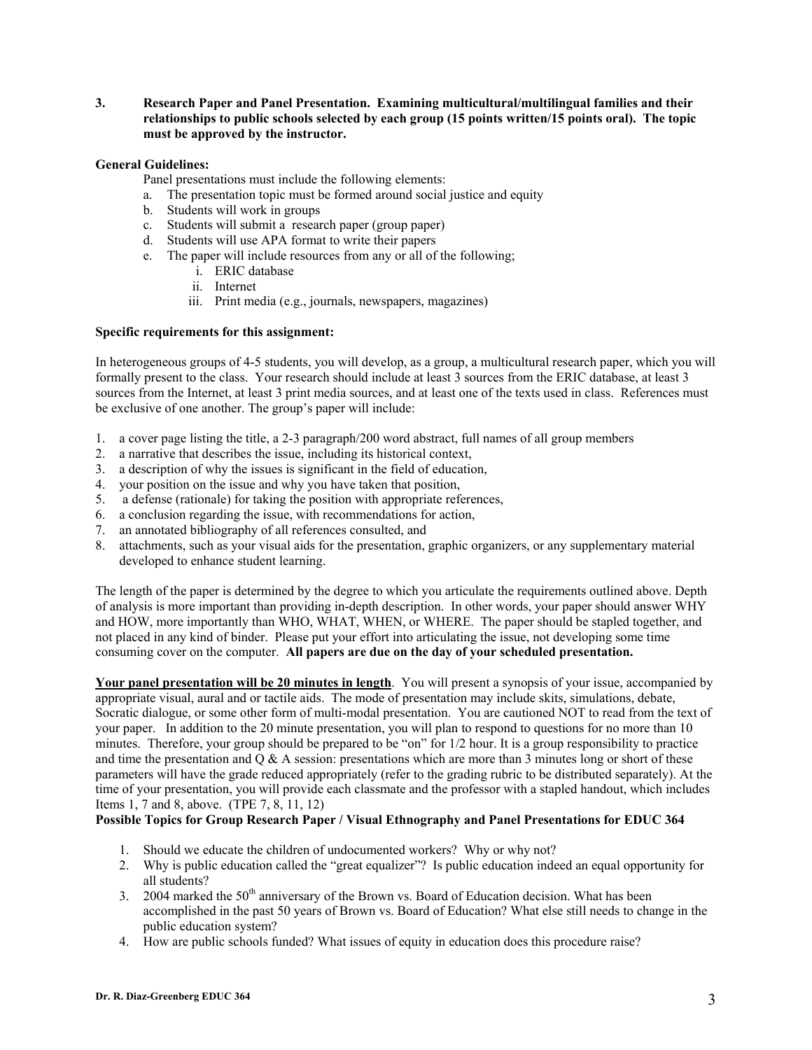**3. Research Paper and Panel Presentation. Examining multicultural/multilingual families and their relationships to public schools selected by each group (15 points written/15 points oral). The topic must be approved by the instructor.**

**General Guidelines:**

Panel presentations must include the following elements:

a. The presentation topic must be formed around social justice and equity
b. Students will work in groups
c. Students will submit a research paper (group paper)
d. Students will use APA format to write their papers
e. The paper will include resources from any or all of the following;
   i. ERIC database
   ii. Internet
   iii. Print media (e.g., journals, newspapers, magazines)

**Specific requirements for this assignment:**

In heterogeneous groups of 4-5 students, you will develop, as a group, a multicultural research paper, which you will formally present to the class. Your research should include at least 3 sources from the ERIC database, at least 3 sources from the Internet, at least 3 print media sources, and at least one of the texts used in class. References must be exclusive of one another. The group's paper will include:

1. a cover page listing the title, a 2-3 paragraph/200 word abstract, full names of all group members
2. a narrative that describes the issue, including its historical context,
3. a description of why the issues is significant in the field of education,
4. your position on the issue and why you have taken that position,
5. a defense (rationale) for taking the position with appropriate references,
6. a conclusion regarding the issue, with recommendations for action,
7. an annotated bibliography of all references consulted, and
8. attachments, such as your visual aids for the presentation, graphic organizers, or any supplementary material developed to enhance student learning.

The length of the paper is determined by the degree to which you articulate the requirements outlined above. Depth of analysis is more important than providing in-depth description. In other words, your paper should answer WHY and HOW, more importantly than WHO, WHAT, WHEN, or WHERE. The paper should be stapled together, and not placed in any kind of binder. Please put your effort into articulating the issue, not developing some time consuming cover on the computer. **All papers are due on the day of your scheduled presentation.**

**<u>Your panel presentation will be 20 minutes in length</u>**. You will present a synopsis of your issue, accompanied by appropriate visual, aural and or tactile aids. The mode of presentation may include skits, simulations, debate, Socratic dialogue, or some other form of multi-modal presentation. You are cautioned NOT to read from the text of your paper. In addition to the 20 minute presentation, you will plan to respond to questions for no more than 10 minutes. Therefore, your group should be prepared to be "on" for 1/2 hour. It is a group responsibility to practice and time the presentation and Q & A session: presentations which are more than 3 minutes long or short of these parameters will have the grade reduced appropriately (refer to the grading rubric to be distributed separately). At the time of your presentation, you will provide each classmate and the professor with a stapled handout, which includes Items 1, 7 and 8, above. (TPE 7, 8, 11, 12)

**Possible Topics for Group Research Paper / Visual Ethnography and Panel Presentations for EDUC 364**

1. Should we educate the children of undocumented workers? Why or why not?
2. Why is public education called the "great equalizer"? Is public education indeed an equal opportunity for all students?
3. 2004 marked the 50th anniversary of the Brown vs. Board of Education decision. What has been accomplished in the past 50 years of Brown vs. Board of Education? What else still needs to change in the public education system?
4. How are public schools funded? What issues of equity in education does this procedure raise?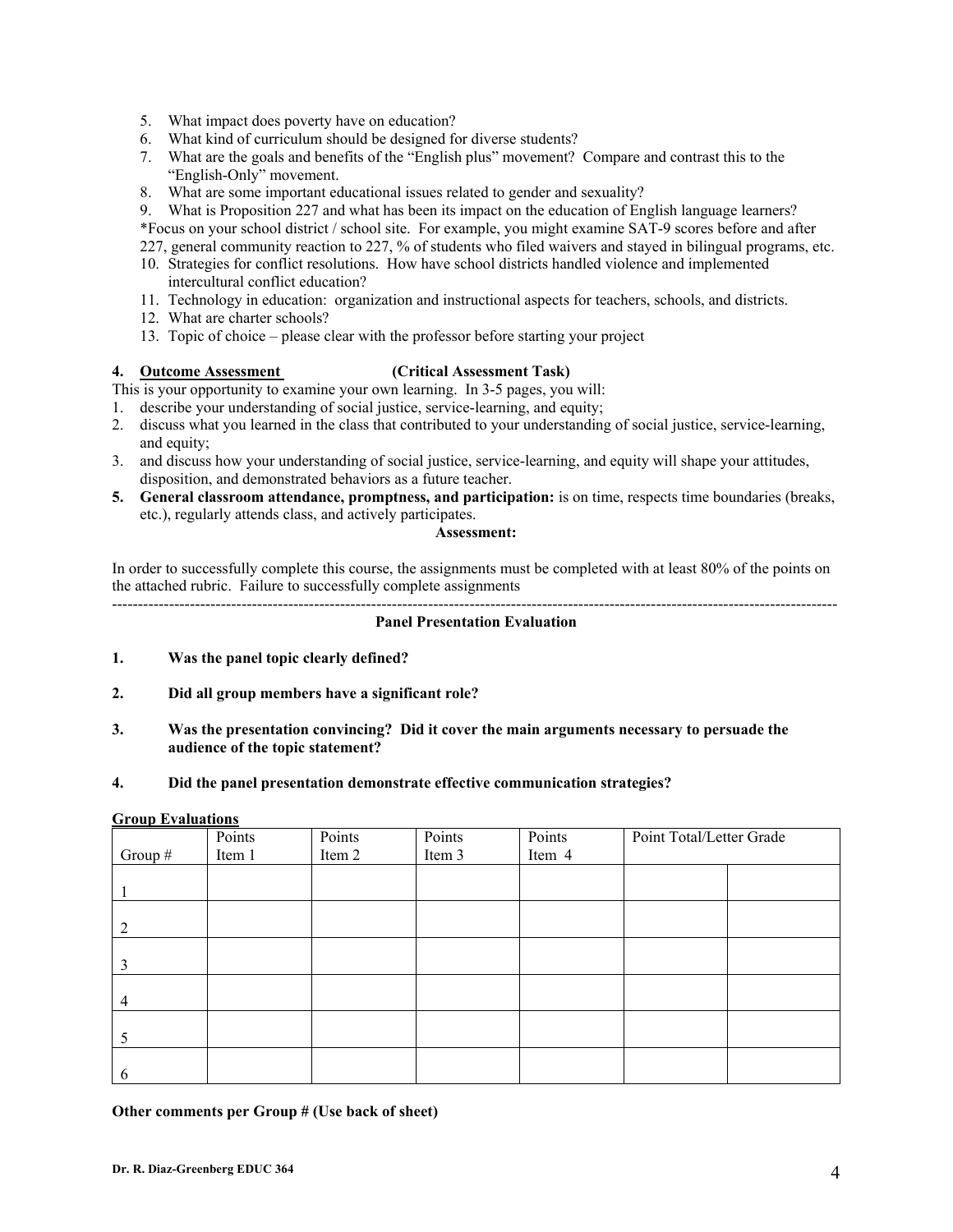5. What impact does poverty have on education?
6. What kind of curriculum should be designed for diverse students?
7. What are the goals and benefits of the "English plus" movement? Compare and contrast this to the "English-Only" movement.
8. What are some important educational issues related to gender and sexuality?
9. What is Proposition 227 and what has been its impact on the education of English language learners?
   *Focus on your school district / school site. For example, you might examine SAT-9 scores before and after 227, general community reaction to 227, % of students who filed waivers and stayed in bilingual programs, etc.
10. Strategies for conflict resolutions. How have school districts handled violence and implemented intercultural conflict education?
11. Technology in education: organization and instructional aspects for teachers, schools, and districts.
12. What are charter schools?
13. Topic of choice – please clear with the professor before starting your project

**4. Outcome Assessment (Critical Assessment Task)**

This is your opportunity to examine your own learning. In 3-5 pages, you will:

1. describe your understanding of social justice, service-learning, and equity;
2. discuss what you learned in the class that contributed to your understanding of social justice, service-learning, and equity;
3. and discuss how your understanding of social justice, service-learning, and equity will shape your attitudes, disposition, and demonstrated behaviors as a future teacher.

**5. General classroom attendance, promptness, and participation:** is on time, respects time boundaries (breaks, etc.), regularly attends class, and actively participates.

**Assessment:**

In order to successfully complete this course, the assignments must be completed with at least 80% of the points on the attached rubric. Failure to successfully complete assignments

---

**Panel Presentation Evaluation**

**1. Was the panel topic clearly defined?**

**2. Did all group members have a significant role?**

**3. Was the presentation convincing? Did it cover the main arguments necessary to persuade the audience of the topic statement?**

**4. Did the panel presentation demonstrate effective communication strategies?**

**Group Evaluations**

| Group # | Points Item 1 | Points Item 2 | Points Item 3 | Points Item 4 | Point Total/Letter Grade | |
|---|---|---|---|---|---|---|
| 1 | | | | | | |
| 2 | | | | | | |
| 3 | | | | | | |
| 4 | | | | | | |
| 5 | | | | | | |
| 6 | | | | | | |

**Other comments per Group # (Use back of sheet)**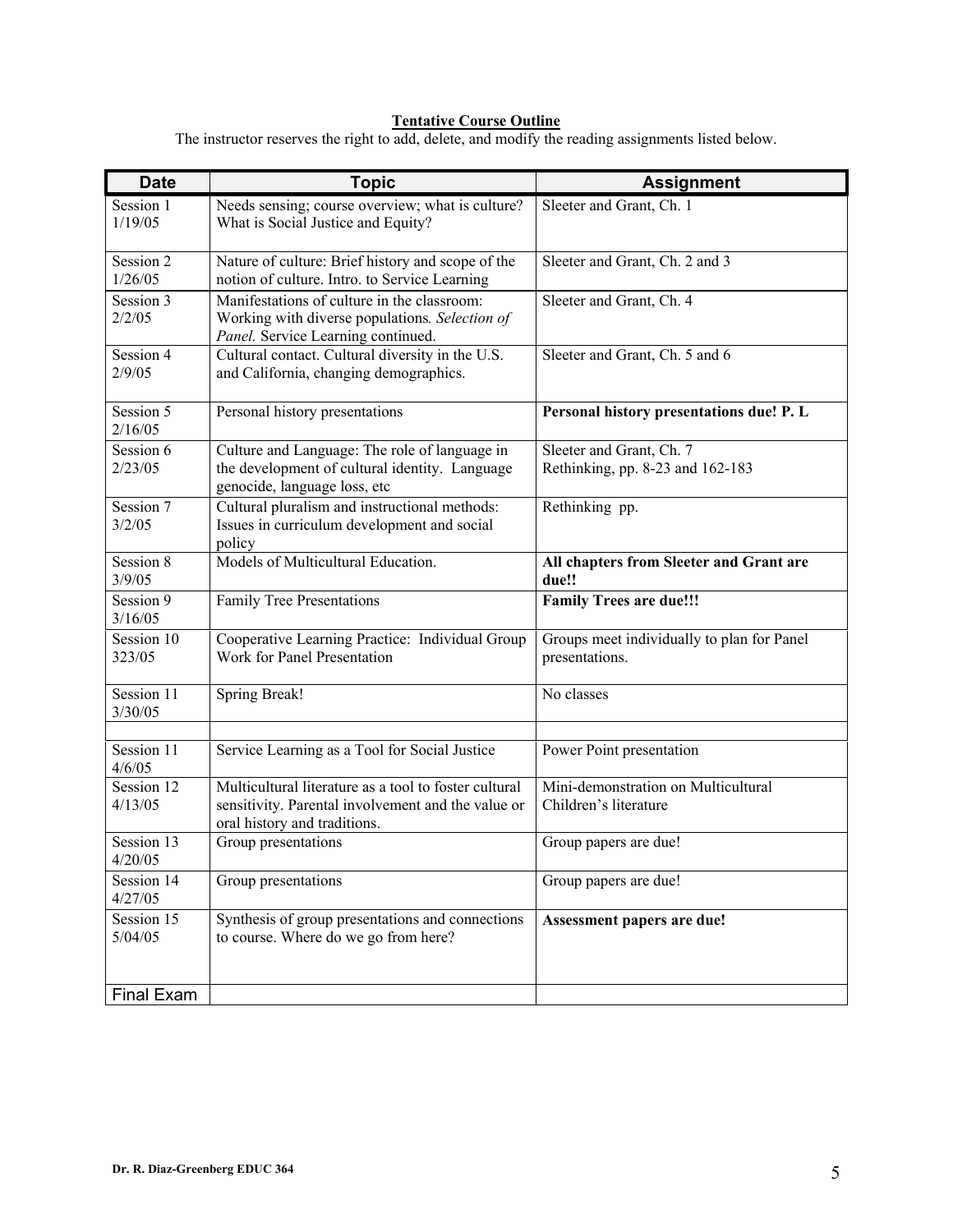**Tentative Course Outline**

The instructor reserves the right to add, delete, and modify the reading assignments listed below.

| Date | Topic | Assignment |
|---|---|---|
| Session 1 1/19/05 | Needs sensing; course overview; what is culture? What is Social Justice and Equity? | Sleeter and Grant, Ch. 1 |
| Session 2 1/26/05 | Nature of culture: Brief history and scope of the notion of culture. Intro. to Service Learning | Sleeter and Grant, Ch. 2 and 3 |
| Session 3 2/2/05 | Manifestations of culture in the classroom: Working with diverse populations. *Selection of Panel.* Service Learning continued. | Sleeter and Grant, Ch. 4 |
| Session 4 2/9/05 | Cultural contact. Cultural diversity in the U.S. and California, changing demographics. | Sleeter and Grant, Ch. 5 and 6 |
| Session 5 2/16/05 | Personal history presentations | **Personal history presentations due! P. L** |
| Session 6 2/23/05 | Culture and Language: The role of language in the development of cultural identity. Language genocide, language loss, etc | Sleeter and Grant, Ch. 7 Rethinking, pp. 8-23 and 162-183 |
| Session 7 3/2/05 | Cultural pluralism and instructional methods: Issues in curriculum development and social policy | Rethinking pp. |
| Session 8 3/9/05 | Models of Multicultural Education. | **All chapters from Sleeter and Grant are due!!** |
| Session 9 3/16/05 | Family Tree Presentations | **Family Trees are due!!!** |
| Session 10 323/05 | Cooperative Learning Practice: Individual Group Work for Panel Presentation | Groups meet individually to plan for Panel presentations. |
| Session 11 3/30/05 | Spring Break! | No classes |
| | | |
| Session 11 4/6/05 | Service Learning as a Tool for Social Justice | Power Point presentation |
| Session 12 4/13/05 | Multicultural literature as a tool to foster cultural sensitivity. Parental involvement and the value or oral history and traditions. | Mini-demonstration on Multicultural Children's literature |
| Session 13 4/20/05 | Group presentations | Group papers are due! |
| Session 14 4/27/05 | Group presentations | Group papers are due! |
| Session 15 5/04/05 | Synthesis of group presentations and connections to course. Where do we go from here? | **Assessment papers are due!** |
| Final Exam | | |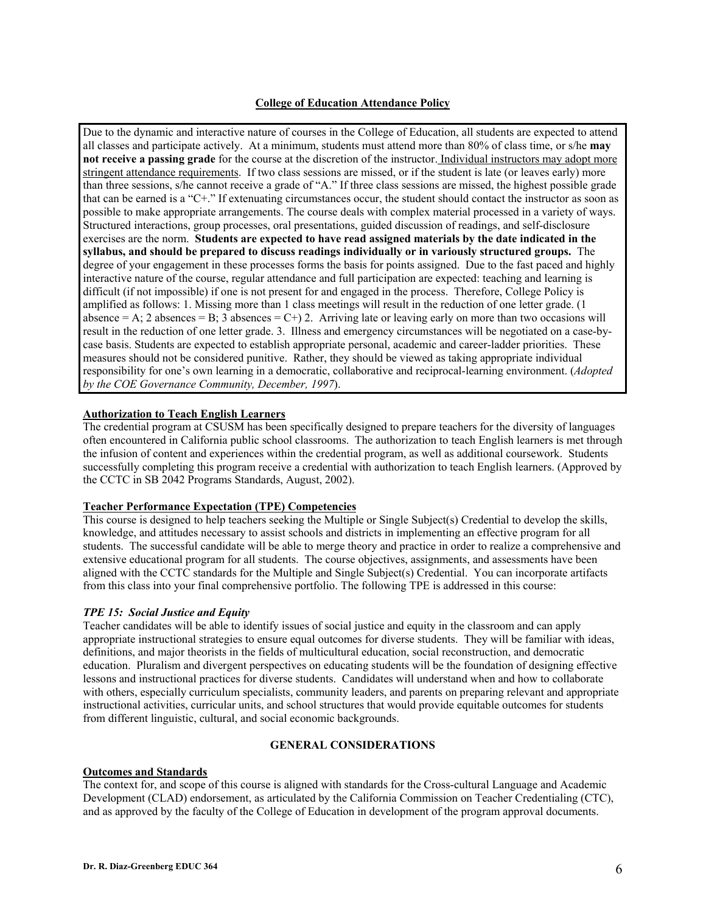## College of Education Attendance Policy

Due to the dynamic and interactive nature of courses in the College of Education, all students are expected to attend all classes and participate actively. At a minimum, students must attend more than 80% of class time, or s/he **may not receive a passing grade** for the course at the discretion of the instructor. Individual instructors may adopt more stringent attendance requirements. If two class sessions are missed, or if the student is late (or leaves early) more than three sessions, s/he cannot receive a grade of "A." If three class sessions are missed, the highest possible grade that can be earned is a "C+." If extenuating circumstances occur, the student should contact the instructor as soon as possible to make appropriate arrangements. The course deals with complex material processed in a variety of ways. Structured interactions, group processes, oral presentations, guided discussion of readings, and self-disclosure exercises are the norm. **Students are expected to have read assigned materials by the date indicated in the syllabus, and should be prepared to discuss readings individually or in variously structured groups.** The degree of your engagement in these processes forms the basis for points assigned. Due to the fast paced and highly interactive nature of the course, regular attendance and full participation are expected: teaching and learning is difficult (if not impossible) if one is not present for and engaged in the process. Therefore, College Policy is amplified as follows: 1. Missing more than 1 class meetings will result in the reduction of one letter grade. (1 absence = A; 2 absences = B; 3 absences = C+) 2. Arriving late or leaving early on more than two occasions will result in the reduction of one letter grade. 3. Illness and emergency circumstances will be negotiated on a case-by-case basis. Students are expected to establish appropriate personal, academic and career-ladder priorities. These measures should not be considered punitive. Rather, they should be viewed as taking appropriate individual responsibility for one's own learning in a democratic, collaborative and reciprocal-learning environment. (*Adopted by the COE Governance Community, December, 1997*).

### Authorization to Teach English Learners

The credential program at CSUSM has been specifically designed to prepare teachers for the diversity of languages often encountered in California public school classrooms. The authorization to teach English learners is met through the infusion of content and experiences within the credential program, as well as additional coursework. Students successfully completing this program receive a credential with authorization to teach English learners. (Approved by the CCTC in SB 2042 Programs Standards, August, 2002).

### Teacher Performance Expectation (TPE) Competencies

This course is designed to help teachers seeking the Multiple or Single Subject(s) Credential to develop the skills, knowledge, and attitudes necessary to assist schools and districts in implementing an effective program for all students. The successful candidate will be able to merge theory and practice in order to realize a comprehensive and extensive educational program for all students. The course objectives, assignments, and assessments have been aligned with the CCTC standards for the Multiple and Single Subject(s) Credential. You can incorporate artifacts from this class into your final comprehensive portfolio. The following TPE is addressed in this course:

#### *TPE 15: Social Justice and Equity*

Teacher candidates will be able to identify issues of social justice and equity in the classroom and can apply appropriate instructional strategies to ensure equal outcomes for diverse students. They will be familiar with ideas, definitions, and major theorists in the fields of multicultural education, social reconstruction, and democratic education. Pluralism and divergent perspectives on educating students will be the foundation of designing effective lessons and instructional practices for diverse students. Candidates will understand when and how to collaborate with others, especially curriculum specialists, community leaders, and parents on preparing relevant and appropriate instructional activities, curricular units, and school structures that would provide equitable outcomes for students from different linguistic, cultural, and social economic backgrounds.

## GENERAL CONSIDERATIONS

### Outcomes and Standards

The context for, and scope of this course is aligned with standards for the Cross-cultural Language and Academic Development (CLAD) endorsement, as articulated by the California Commission on Teacher Credentialing (CTC), and as approved by the faculty of the College of Education in development of the program approval documents.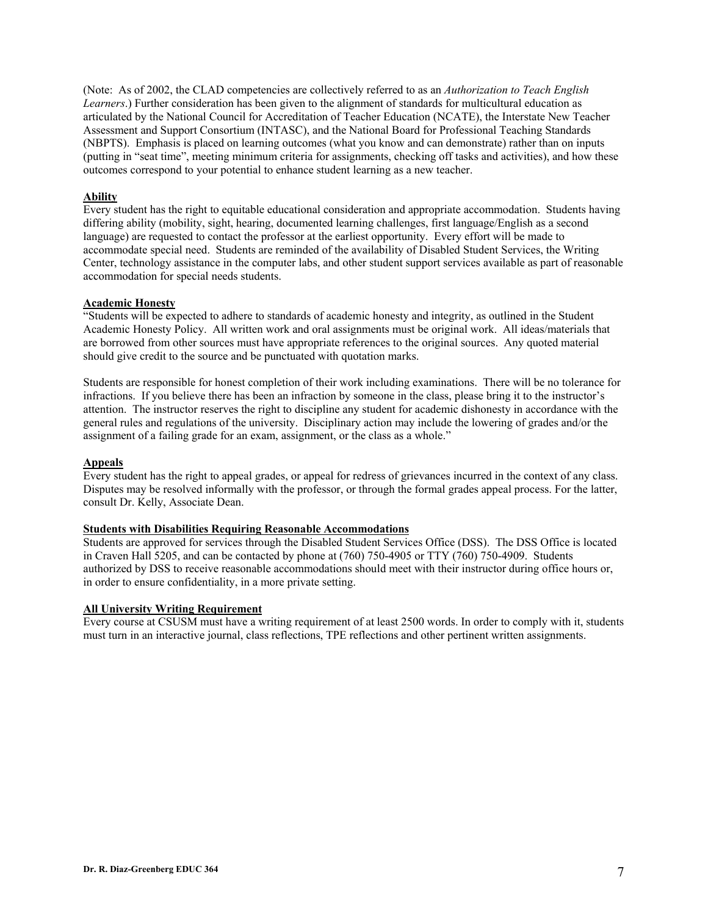(Note: As of 2002, the CLAD competencies are collectively referred to as an *Authorization to Teach English Learners*.) Further consideration has been given to the alignment of standards for multicultural education as articulated by the National Council for Accreditation of Teacher Education (NCATE), the Interstate New Teacher Assessment and Support Consortium (INTASC), and the National Board for Professional Teaching Standards (NBPTS). Emphasis is placed on learning outcomes (what you know and can demonstrate) rather than on inputs (putting in "seat time", meeting minimum criteria for assignments, checking off tasks and activities), and how these outcomes correspond to your potential to enhance student learning as a new teacher.

**Ability**

Every student has the right to equitable educational consideration and appropriate accommodation. Students having differing ability (mobility, sight, hearing, documented learning challenges, first language/English as a second language) are requested to contact the professor at the earliest opportunity. Every effort will be made to accommodate special need. Students are reminded of the availability of Disabled Student Services, the Writing Center, technology assistance in the computer labs, and other student support services available as part of reasonable accommodation for special needs students.

**Academic Honesty**

"Students will be expected to adhere to standards of academic honesty and integrity, as outlined in the Student Academic Honesty Policy. All written work and oral assignments must be original work. All ideas/materials that are borrowed from other sources must have appropriate references to the original sources. Any quoted material should give credit to the source and be punctuated with quotation marks.

Students are responsible for honest completion of their work including examinations. There will be no tolerance for infractions. If you believe there has been an infraction by someone in the class, please bring it to the instructor's attention. The instructor reserves the right to discipline any student for academic dishonesty in accordance with the general rules and regulations of the university. Disciplinary action may include the lowering of grades and/or the assignment of a failing grade for an exam, assignment, or the class as a whole."

**Appeals**

Every student has the right to appeal grades, or appeal for redress of grievances incurred in the context of any class. Disputes may be resolved informally with the professor, or through the formal grades appeal process. For the latter, consult Dr. Kelly, Associate Dean.

**Students with Disabilities Requiring Reasonable Accommodations**

Students are approved for services through the Disabled Student Services Office (DSS). The DSS Office is located in Craven Hall 5205, and can be contacted by phone at (760) 750-4905 or TTY (760) 750-4909. Students authorized by DSS to receive reasonable accommodations should meet with their instructor during office hours or, in order to ensure confidentiality, in a more private setting.

**All University Writing Requirement**

Every course at CSUSM must have a writing requirement of at least 2500 words. In order to comply with it, students must turn in an interactive journal, class reflections, TPE reflections and other pertinent written assignments.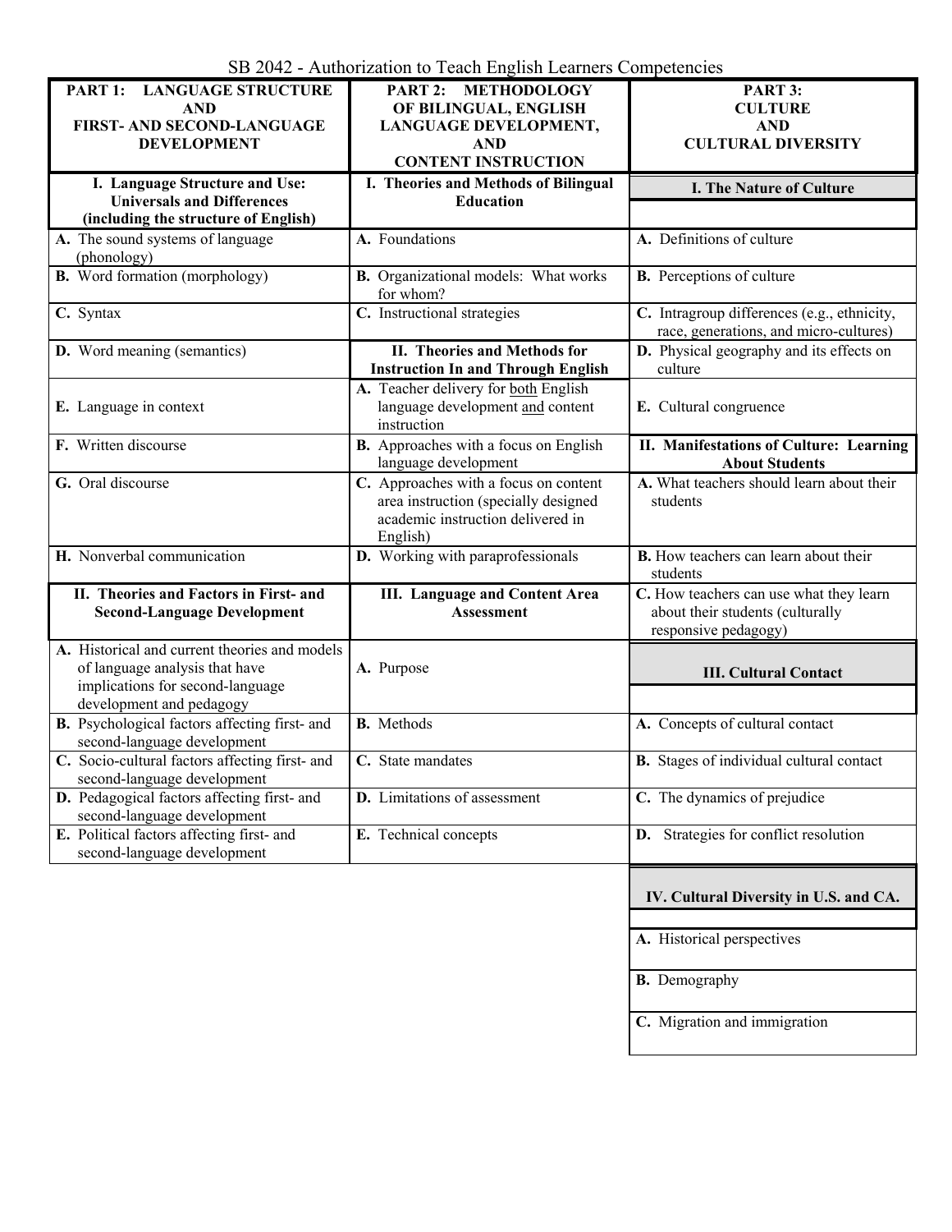SB 2042 - Authorization to Teach English Learners Competencies

| PART 1: LANGUAGE STRUCTURE AND FIRST- AND SECOND-LANGUAGE DEVELOPMENT | PART 2: METHODOLOGY OF BILINGUAL, ENGLISH LANGUAGE DEVELOPMENT, AND CONTENT INSTRUCTION | PART 3: CULTURE AND CULTURAL DIVERSITY |
|---|---|---|
| **I. Language Structure and Use: Universals and Differences (including the structure of English)** | **I. Theories and Methods of Bilingual Education** | **I. The Nature of Culture** |
| **A.** The sound systems of language (phonology) | **A.** Foundations | **A.** Definitions of culture |
| **B.** Word formation (morphology) | **B.** Organizational models: What works for whom? | **B.** Perceptions of culture |
| **C.** Syntax | **C.** Instructional strategies | **C.** Intragroup differences (e.g., ethnicity, race, generations, and micro-cultures) |
| **D.** Word meaning (semantics) | **II. Theories and Methods for Instruction In and Through English** | **D.** Physical geography and its effects on culture |
| **E.** Language in context | **A.** Teacher delivery for both English language development and content instruction | **E.** Cultural congruence |
| **F.** Written discourse | **B.** Approaches with a focus on English language development | **II. Manifestations of Culture: Learning About Students** |
| **G.** Oral discourse | **C.** Approaches with a focus on content area instruction (specially designed academic instruction delivered in English) | **A.** What teachers should learn about their students |
| **H.** Nonverbal communication | **D.** Working with paraprofessionals | **B.** How teachers can learn about their students |
| **II. Theories and Factors in First- and Second-Language Development** | **III. Language and Content Area Assessment** | **C.** How teachers can use what they learn about their students (culturally responsive pedagogy) |
| **A.** Historical and current theories and models of language analysis that have implications for second-language development and pedagogy | **A.** Purpose | **III. Cultural Contact** |
| **B.** Psychological factors affecting first- and second-language development | **B.** Methods | **A.** Concepts of cultural contact |
| **C.** Socio-cultural factors affecting first- and second-language development | **C.** State mandates | **B.** Stages of individual cultural contact |
| **D.** Pedagogical factors affecting first- and second-language development | **D.** Limitations of assessment | **C.** The dynamics of prejudice |
| **E.** Political factors affecting first- and second-language development | **E.** Technical concepts | **D.** Strategies for conflict resolution |
| | | **IV. Cultural Diversity in U.S. and CA.** |
| | | **A.** Historical perspectives |
| | | **B.** Demography |
| | | **C.** Migration and immigration |